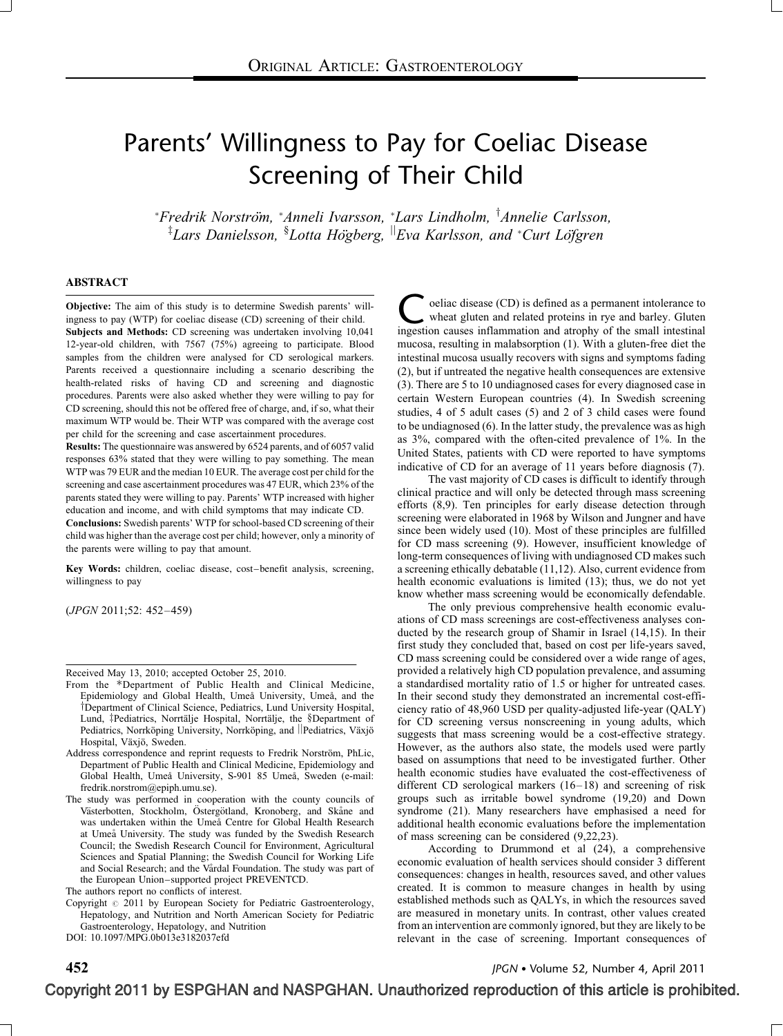# Parents' Willingness to Pay for Coeliac Disease Screening of Their Child

[*]Fredrik Norström, [*]Anneli Ivarsson, [*]Lars Lindholm, [†]Annelie Carlsson, [‡]Lars Danielsson, [§]Lotta Högberg, [||]Eva Karlsson, and [*]Curt Löfgren

## ABSTRACT

**Objective:** The aim of this study is to determine Swedish parents' willingness to pay (WTP) for coeliac disease (CD) screening of their child.

**Subjects and Methods:** CD screening was undertaken involving 10,041 12-year-old children, with 7567 (75%) agreeing to participate. Blood samples from the children were analysed for CD serological markers. Parents received a questionnaire including a scenario describing the health-related risks of having CD and screening and diagnostic procedures. Parents were also asked whether they were willing to pay for CD screening, should this not be offered free of charge, and, if so, what their maximum WTP would be. Their WTP was compared with the average cost per child for the screening and case ascertainment procedures.

**Results:** The questionnaire was answered by 6524 parents, and of 6057 valid responses 63% stated that they were willing to pay something. The mean WTP was 79 EUR and the median 10 EUR. The average cost per child for the screening and case ascertainment procedures was 47 EUR, which 23% of the parents stated they were willing to pay. Parents' WTP increased with higher education and income, and with child symptoms that may indicate CD.

**Conclusions:** Swedish parents' WTP for school-based CD screening of their child was higher than the average cost per child; however, only a minority of the parents were willing to pay that amount.

**Key Words:** children, coeliac disease, cost–benefit analysis, screening, willingness to pay

(*JPGN* 2011;52: 452–459)

Received May 13, 2010; accepted October 25, 2010.

From the *Department of Public Health and Clinical Medicine, Epidemiology and Global Health, Umeå University, Umeå, and the †Department of Clinical Science, Pediatrics, Lund University Hospital, Lund, ‡Pediatrics, Norrtälje Hospital, Norrtälje, the §Department of Pediatrics, Norrköping University, Norrköping, and ||Pediatrics, Växjö Hospital, Växjö, Sweden.

Address correspondence and reprint requests to Fredrik Norström, PhLic, Department of Public Health and Clinical Medicine, Epidemiology and Global Health, Umeå University, S-901 85 Umeå, Sweden (e-mail: fredrik.norstrom@epiph.umu.se).

The study was performed in cooperation with the county councils of Västerbotten, Stockholm, Östergötland, Kronoberg, and Skåne and was undertaken within the Umeå Centre for Global Health Research at Umeå University. The study was funded by the Swedish Research Council; the Swedish Research Council for Environment, Agricultural Sciences and Spatial Planning; the Swedish Council for Working Life and Social Research; and the Vårdal Foundation. The study was part of the European Union–supported project PREVENTCD.

The authors report no conflicts of interest.

Copyright © 2011 by European Society for Pediatric Gastroenterology, Hepatology, and Nutrition and North American Society for Pediatric Gastroenterology, Hepatology, and Nutrition

DOI: 10.1097/MPG.0b013e3182037efd

Coeliac disease (CD) is defined as a permanent intolerance to wheat gluten and related proteins in rye and barley. Gluten ingestion causes inflammation and atrophy of the small intestinal mucosa, resulting in malabsorption (1). With a gluten-free diet the intestinal mucosa usually recovers with signs and symptoms fading (2), but if untreated the negative health consequences are extensive (3). There are 5 to 10 undiagnosed cases for every diagnosed case in certain Western European countries (4). In Swedish screening studies, 4 of 5 adult cases (5) and 2 of 3 child cases were found to be undiagnosed (6). In the latter study, the prevalence was as high as 3%, compared with the often-cited prevalence of 1%. In the United States, patients with CD were reported to have symptoms indicative of CD for an average of 11 years before diagnosis (7).

The vast majority of CD cases is difficult to identify through clinical practice and will only be detected through mass screening efforts (8,9). Ten principles for early disease detection through screening were elaborated in 1968 by Wilson and Jungner and have since been widely used (10). Most of these principles are fulfilled for CD mass screening (9). However, insufficient knowledge of long-term consequences of living with undiagnosed CD makes such a screening ethically debatable (11,12). Also, current evidence from health economic evaluations is limited (13); thus, we do not yet know whether mass screening would be economically defendable.

The only previous comprehensive health economic evaluations of CD mass screenings are cost-effectiveness analyses conducted by the research group of Shamir in Israel (14,15). In their first study they concluded that, based on cost per life-years saved, CD mass screening could be considered over a wide range of ages, provided a relatively high CD population prevalence, and assuming a standardised mortality ratio of 1.5 or higher for untreated cases. In their second study they demonstrated an incremental cost-efficiency ratio of 48,960 USD per quality-adjusted life-year (QALY) for CD screening versus nonscreening in young adults, which suggests that mass screening would be a cost-effective strategy. However, as the authors also state, the models used were partly based on assumptions that need to be investigated further. Other health economic studies have evaluated the cost-effectiveness of different CD serological markers (16–18) and screening of risk groups such as irritable bowel syndrome (19,20) and Down syndrome (21). Many researchers have emphasised a need for additional health economic evaluations before the implementation of mass screening can be considered (9,22,23).

According to Drummond et al (24), a comprehensive economic evaluation of health services should consider 3 different consequences: changes in health, resources saved, and other values created. It is common to measure changes in health by using established methods such as QALYs, in which the resources saved are measured in monetary units. In contrast, other values created from an intervention are commonly ignored, but they are likely to be relevant in the case of screening. Important consequences of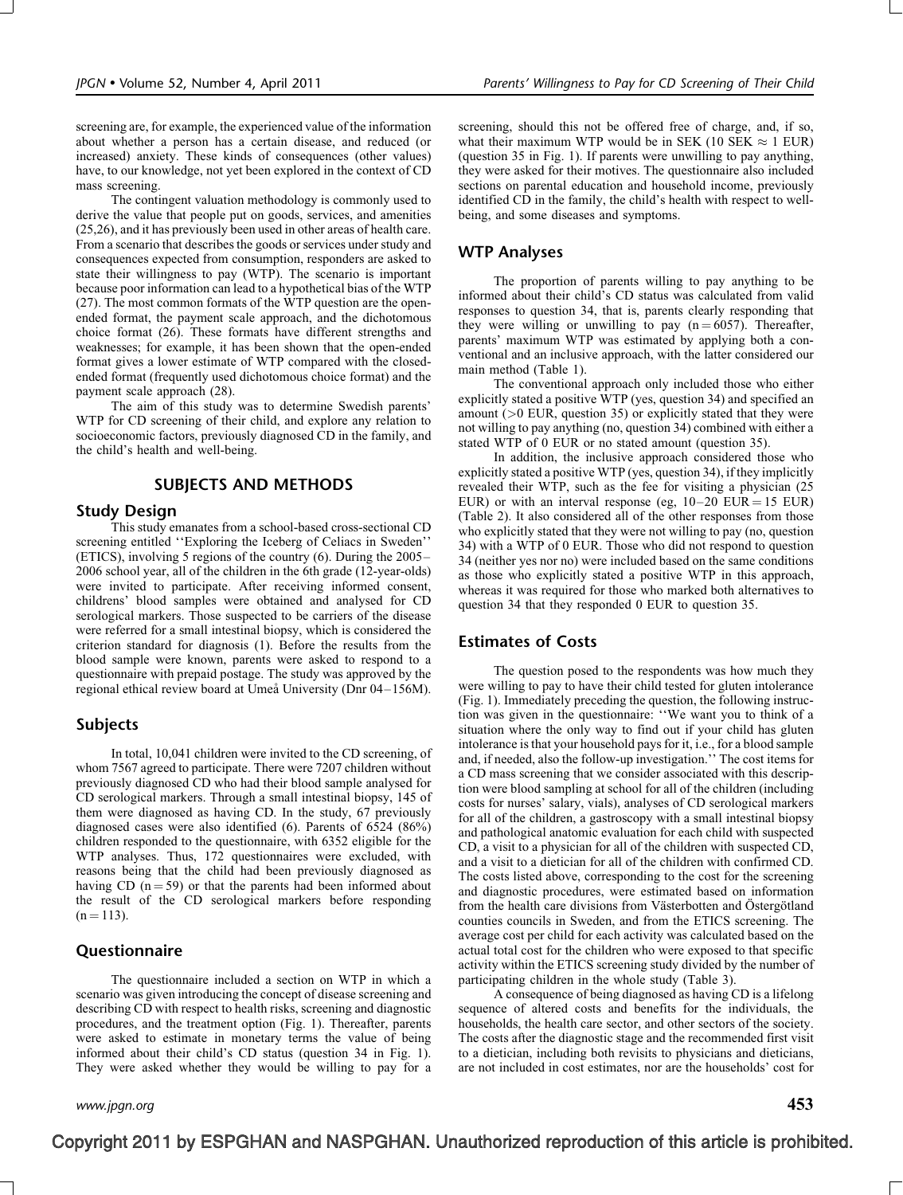screening are, for example, the experienced value of the information about whether a person has a certain disease, and reduced (or increased) anxiety. These kinds of consequences (other values) have, to our knowledge, not yet been explored in the context of CD mass screening.

The contingent valuation methodology is commonly used to derive the value that people put on goods, services, and amenities (25,26), and it has previously been used in other areas of health care. From a scenario that describes the goods or services under study and consequences expected from consumption, responders are asked to state their willingness to pay (WTP). The scenario is important because poor information can lead to a hypothetical bias of the WTP (27). The most common formats of the WTP question are the open-ended format, the payment scale approach, and the dichotomous choice format (26). These formats have different strengths and weaknesses; for example, it has been shown that the open-ended format gives a lower estimate of WTP compared with the closed-ended format (frequently used dichotomous choice format) and the payment scale approach (28).

The aim of this study was to determine Swedish parents' WTP for CD screening of their child, and explore any relation to socioeconomic factors, previously diagnosed CD in the family, and the child's health and well-being.

## SUBJECTS AND METHODS

### Study Design

This study emanates from a school-based cross-sectional CD screening entitled ''Exploring the Iceberg of Celiacs in Sweden'' (ETICS), involving 5 regions of the country (6). During the 2005–2006 school year, all of the children in the 6th grade (12-year-olds) were invited to participate. After receiving informed consent, childrens' blood samples were obtained and analysed for CD serological markers. Those suspected to be carriers of the disease were referred for a small intestinal biopsy, which is considered the criterion standard for diagnosis (1). Before the results from the blood sample were known, parents were asked to respond to a questionnaire with prepaid postage. The study was approved by the regional ethical review board at Umeå University (Dnr 04–156M).

### Subjects

In total, 10,041 children were invited to the CD screening, of whom 7567 agreed to participate. There were 7207 children without previously diagnosed CD who had their blood sample analysed for CD serological markers. Through a small intestinal biopsy, 145 of them were diagnosed as having CD. In the study, 67 previously diagnosed cases were also identified (6). Parents of 6524 (86%) children responded to the questionnaire, with 6352 eligible for the WTP analyses. Thus, 172 questionnaires were excluded, with reasons being that the child had been previously diagnosed as having CD ($n = 59$) or that the parents had been informed about the result of the CD serological markers before responding ($n = 113$).

### Questionnaire

The questionnaire included a section on WTP in which a scenario was given introducing the concept of disease screening and describing CD with respect to health risks, screening and diagnostic procedures, and the treatment option (Fig. 1). Thereafter, parents were asked to estimate in monetary terms the value of being informed about their child's CD status (question 34 in Fig. 1). They were asked whether they would be willing to pay for a screening, should this not be offered free of charge, and, if so, what their maximum WTP would be in SEK (10 SEK $\approx$ 1 EUR) (question 35 in Fig. 1). If parents were unwilling to pay anything, they were asked for their motives. The questionnaire also included sections on parental education and household income, previously identified CD in the family, the child's health with respect to well-being, and some diseases and symptoms.

### WTP Analyses

The proportion of parents willing to pay anything to be informed about their child's CD status was calculated from valid responses to question 34, that is, parents clearly responding that they were willing or unwilling to pay ($n = 6057$). Thereafter, parents' maximum WTP was estimated by applying both a conventional and an inclusive approach, with the latter considered our main method (Table 1).

The conventional approach only included those who either explicitly stated a positive WTP (yes, question 34) and specified an amount (>0 EUR, question 35) or explicitly stated that they were not willing to pay anything (no, question 34) combined with either a stated WTP of 0 EUR or no stated amount (question 35).

In addition, the inclusive approach considered those who explicitly stated a positive WTP (yes, question 34), if they implicitly revealed their WTP, such as the fee for visiting a physician (25 EUR) or with an interval response (eg, 10–20 EUR = 15 EUR) (Table 2). It also considered all of the other responses from those who explicitly stated that they were not willing to pay (no, question 34) with a WTP of 0 EUR. Those who did not respond to question 34 (neither yes nor no) were included based on the same conditions as those who explicitly stated a positive WTP in this approach, whereas it was required for those who marked both alternatives to question 34 that they responded 0 EUR to question 35.

### Estimates of Costs

The question posed to the respondents was how much they were willing to pay to have their child tested for gluten intolerance (Fig. 1). Immediately preceding the question, the following instruction was given in the questionnaire: ''We want you to think of a situation where the only way to find out if your child has gluten intolerance is that your household pays for it, i.e., for a blood sample and, if needed, also the follow-up investigation.'' The cost items for a CD mass screening that we consider associated with this description were blood sampling at school for all of the children (including costs for nurses' salary, vials), analyses of CD serological markers for all of the children, a gastroscopy with a small intestinal biopsy and pathological anatomic evaluation for each child with suspected CD, a visit to a physician for all of the children with suspected CD, and a visit to a dietician for all of the children with confirmed CD. The costs listed above, corresponding to the cost for the screening and diagnostic procedures, were estimated based on information from the health care divisions from Västerbotten and Östergötland counties councils in Sweden, and from the ETICS screening. The average cost per child for each activity was calculated based on the actual total cost for the children who were exposed to that specific activity within the ETICS screening study divided by the number of participating children in the whole study (Table 3).

A consequence of being diagnosed as having CD is a lifelong sequence of altered costs and benefits for the individuals, the households, the health care sector, and other sectors of the society. The costs after the diagnostic stage and the recommended first visit to a dietician, including both revisits to physicians and dieticians, are not included in cost estimates, nor are the households' cost for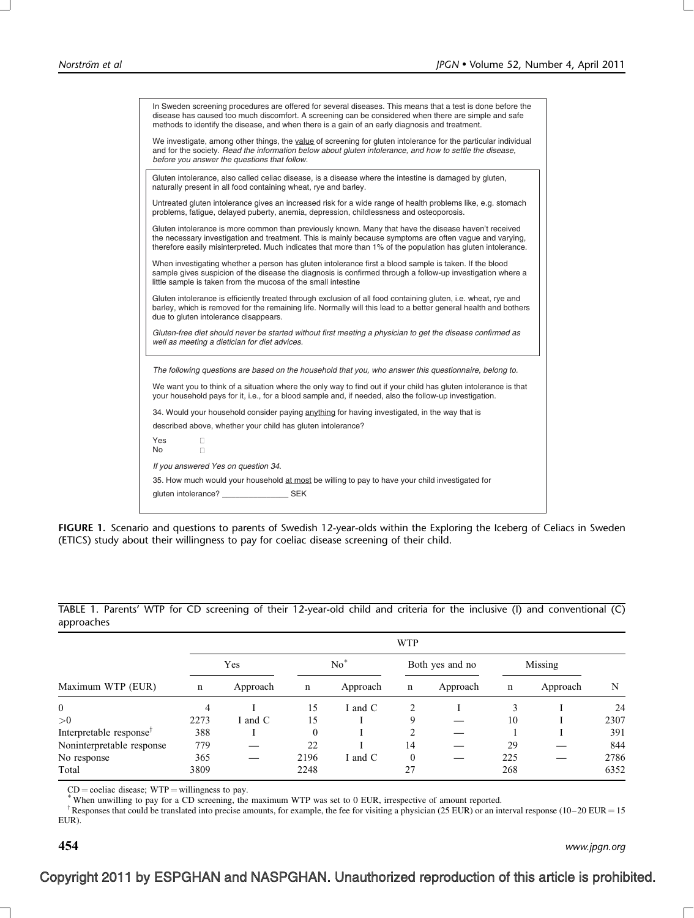In Sweden screening procedures are offered for several diseases. This means that a test is done before the disease has caused too much discomfort. A screening can be considered when there are simple and safe methods to identify the disease, and when there is a gain of an early diagnosis and treatment.

We investigate, among other things, the value of screening for gluten intolerance for the particular individual and for the society. *Read the information below about gluten intolerance, and how to settle the disease, before you answer the questions that follow.*

Gluten intolerance, also called celiac disease, is a disease where the intestine is damaged by gluten, naturally present in all food containing wheat, rye and barley.

Untreated gluten intolerance gives an increased risk for a wide range of health problems like, e.g. stomach problems, fatigue, delayed puberty, anemia, depression, childlessness and osteoporosis.

Gluten intolerance is more common than previously known. Many that have the disease haven't received the necessary investigation and treatment. This is mainly because symptoms are often vague and varying, therefore easily misinterpreted. Much indicates that more than 1% of the population has gluten intolerance.

When investigating whether a person has gluten intolerance first a blood sample is taken. If the blood sample gives suspicion of the disease the diagnosis is confirmed through a follow-up investigation where a little sample is taken from the mucosa of the small intestine

Gluten intolerance is efficiently treated through exclusion of all food containing gluten, i.e. wheat, rye and barley, which is removed for the remaining life. Normally will this lead to a better general health and bothers due to gluten intolerance disappears.

*Gluten-free diet should never be started without first meeting a physician to get the disease confirmed as well as meeting a dietician for diet advices.*

*The following questions are based on the household that you, who answer this questionnaire, belong to.*

We want you to think of a situation where the only way to find out if your child has gluten intolerance is that your household pays for it, i.e., for a blood sample and, if needed, also the follow-up investigation.

34. Would your household consider paying anything for having investigated, in the way that is described above, whether your child has gluten intolerance?

Yes □
No □

*If you answered Yes on question 34.*

35. How much would your household at most be willing to pay to have your child investigated for gluten intolerance? _______________ SEK

**FIGURE 1.** Scenario and questions to parents of Swedish 12-year-olds within the Exploring the Iceberg of Celiacs in Sweden (ETICS) study about their willingness to pay for coeliac disease screening of their child.

TABLE 1. Parents' WTP for CD screening of their 12-year-old child and criteria for the inclusive (I) and conventional (C) approaches

| | WTP | | | | | | | | |
|---|---|---|---|---|---|---|---|---|---|
| | Yes | | No* | | Both yes and no | | Missing | | |
| Maximum WTP (EUR) | n | Approach | n | Approach | n | Approach | n | Approach | N |
| 0 | 4 | I | 15 | I and C | 2 | I | 3 | I | 24 |
| >0 | 2273 | I and C | 15 | I | 9 | — | 10 | I | 2307 |
| Interpretable response† | 388 | I | 0 | I | 2 | — | 1 | I | 391 |
| Noninterpretable response | 779 | — | 22 | I | 14 | — | 29 | — | 844 |
| No response | 365 | — | 2196 | I and C | 0 | — | 225 | — | 2786 |
| Total | 3809 | | 2248 | | 27 | | 268 | | 6352 |

CD = coeliac disease; WTP = willingness to pay.

* When unwilling to pay for a CD screening, the maximum WTP was set to 0 EUR, irrespective of amount reported.

† Responses that could be translated into precise amounts, for example, the fee for visiting a physician (25 EUR) or an interval response (10–20 EUR = 15 EUR).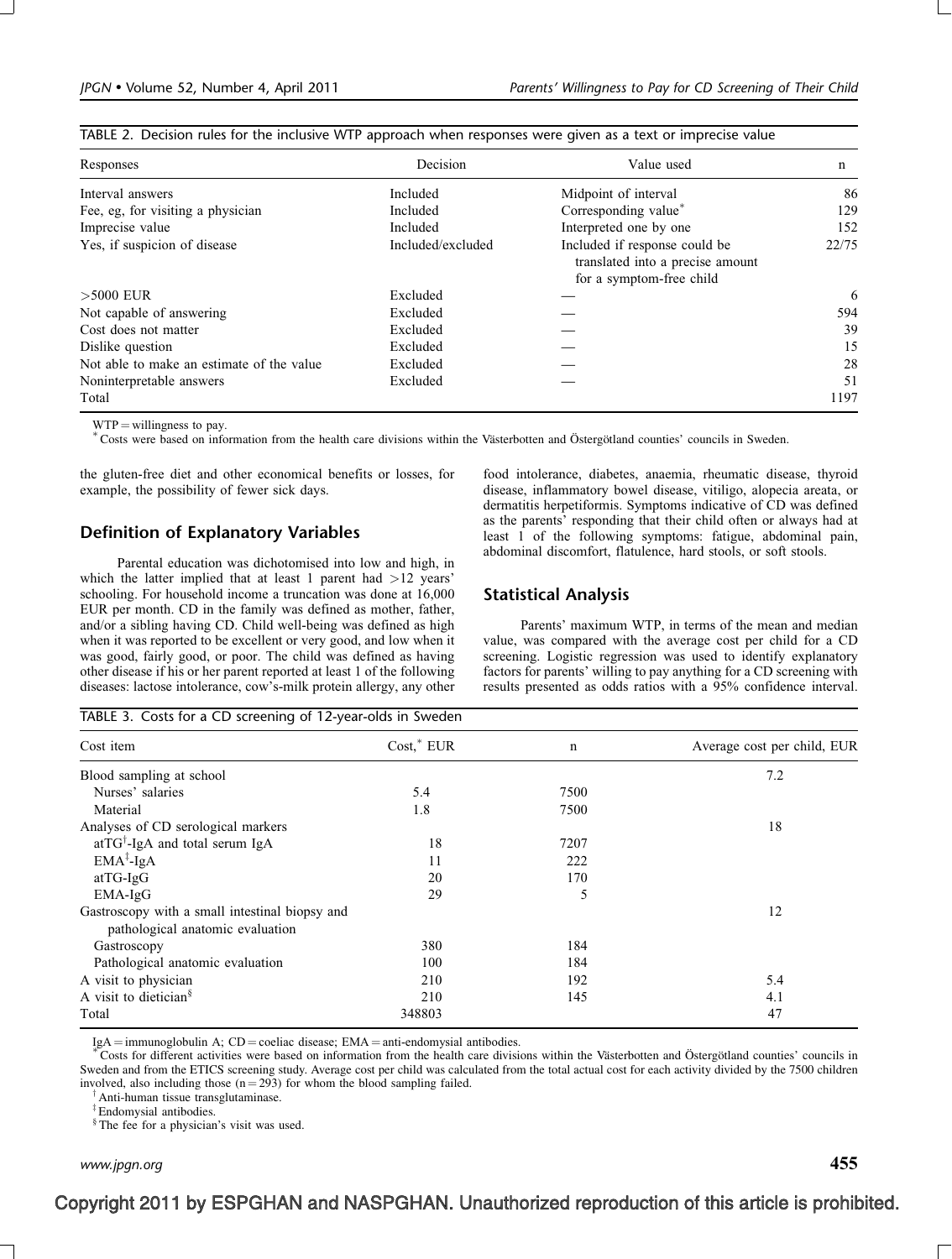TABLE 2. Decision rules for the inclusive WTP approach when responses were given as a text or imprecise value

| Responses | Decision | Value used | n |
|---|---|---|---|
| Interval answers | Included | Midpoint of interval | 86 |
| Fee, eg, for visiting a physician | Included | Corresponding value* | 129 |
| Imprecise value | Included | Interpreted one by one | 152 |
| Yes, if suspicion of disease | Included/excluded | Included if response could be translated into a precise amount for a symptom-free child | 22/75 |
| >5000 EUR | Excluded | — | 6 |
| Not capable of answering | Excluded | — | 594 |
| Cost does not matter | Excluded | — | 39 |
| Dislike question | Excluded | — | 15 |
| Not able to make an estimate of the value | Excluded | — | 28 |
| Noninterpretable answers | Excluded | — | 51 |
| Total | | | 1197 |

WTP = willingness to pay.
* Costs were based on information from the health care divisions within the Västerbotten and Östergötland counties' councils in Sweden.

the gluten-free diet and other economical benefits or losses, for example, the possibility of fewer sick days.

## Definition of Explanatory Variables

Parental education was dichotomised into low and high, in which the latter implied that at least 1 parent had >12 years' schooling. For household income a truncation was done at 16,000 EUR per month. CD in the family was defined as mother, father, and/or a sibling having CD. Child well-being was defined as high when it was reported to be excellent or very good, and low when it was good, fairly good, or poor. The child was defined as having other disease if his or her parent reported at least 1 of the following diseases: lactose intolerance, cow's-milk protein allergy, any other food intolerance, diabetes, anaemia, rheumatic disease, thyroid disease, inflammatory bowel disease, vitiligo, alopecia areata, or dermatitis herpetiformis. Symptoms indicative of CD was defined as the parents' responding that their child often or always had at least 1 of the following symptoms: fatigue, abdominal pain, abdominal discomfort, flatulence, hard stools, or soft stools.

## Statistical Analysis

Parents' maximum WTP, in terms of the mean and median value, was compared with the average cost per child for a CD screening. Logistic regression was used to identify explanatory factors for parents' willing to pay anything for a CD screening with results presented as odds ratios with a 95% confidence interval.

TABLE 3. Costs for a CD screening of 12-year-olds in Sweden

| Cost item | Cost,* EUR | n | Average cost per child, EUR |
|---|---|---|---|
| Blood sampling at school | | | 7.2 |
| Nurses' salaries | 5.4 | 7500 | |
| Material | 1.8 | 7500 | |
| Analyses of CD serological markers | | | 18 |
| atTG†-IgA and total serum IgA | 18 | 7207 | |
| EMA‡-IgA | 11 | 222 | |
| atTG-IgG | 20 | 170 | |
| EMA-IgG | 29 | 5 | |
| Gastroscopy with a small intestinal biopsy and pathological anatomic evaluation | | | 12 |
| Gastroscopy | 380 | 184 | |
| Pathological anatomic evaluation | 100 | 184 | |
| A visit to physician | 210 | 192 | 5.4 |
| A visit to dietician§ | 210 | 145 | 4.1 |
| Total | 348803 | | 47 |

IgA = immunoglobulin A; CD = coeliac disease; EMA = anti-endomysial antibodies.
* Costs for different activities were based on information from the health care divisions within the Västerbotten and Östergötland counties' councils in Sweden and from the ETICS screening study. Average cost per child was calculated from the total actual cost for each activity divided by the 7500 children involved, also including those (n = 293) for whom the blood sampling failed.
† Anti-human tissue transglutaminase.
‡ Endomysial antibodies.
§ The fee for a physician's visit was used.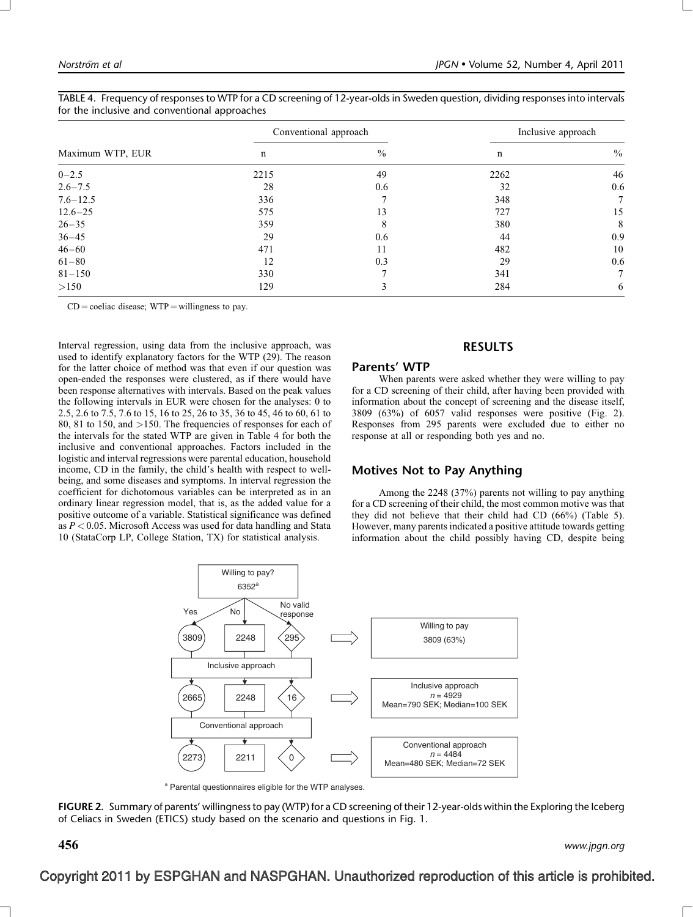TABLE 4. Frequency of responses to WTP for a CD screening of 12-year-olds in Sweden question, dividing responses into intervals for the inclusive and conventional approaches

| | Conventional approach | | Inclusive approach | |
|---|---|---|---|---|
| Maximum WTP, EUR | n | % | n | % |
| 0–2.5 | 2215 | 49 | 2262 | 46 |
| 2.6–7.5 | 28 | 0.6 | 32 | 0.6 |
| 7.6–12.5 | 336 | 7 | 348 | 7 |
| 12.6–25 | 575 | 13 | 727 | 15 |
| 26–35 | 359 | 8 | 380 | 8 |
| 36–45 | 29 | 0.6 | 44 | 0.9 |
| 46–60 | 471 | 11 | 482 | 10 |
| 61–80 | 12 | 0.3 | 29 | 0.6 |
| 81–150 | 330 | 7 | 341 | 7 |
| >150 | 129 | 3 | 284 | 6 |

CD = coeliac disease; WTP = willingness to pay.

Interval regression, using data from the inclusive approach, was used to identify explanatory factors for the WTP (29). The reason for the latter choice of method was that even if our question was open-ended the responses were clustered, as if there would have been response alternatives with intervals. Based on the peak values the following intervals in EUR were chosen for the analyses: 0 to 2.5, 2.6 to 7.5, 7.6 to 15, 16 to 25, 26 to 35, 36 to 45, 46 to 60, 61 to 80, 81 to 150, and >150. The frequencies of responses for each of the intervals for the stated WTP are given in Table 4 for both the inclusive and conventional approaches. Factors included in the logistic and interval regressions were parental education, household income, CD in the family, the child's health with respect to well-being, and some diseases and symptoms. In interval regression the coefficient for dichotomous variables can be interpreted as in an ordinary linear regression model, that is, as the added value for a positive outcome of a variable. Statistical significance was defined as $P < 0.05$. Microsoft Access was used for data handling and Stata 10 (StataCorp LP, College Station, TX) for statistical analysis.

## RESULTS

### Parents' WTP

When parents were asked whether they were willing to pay for a CD screening of their child, after having been provided with information about the concept of screening and the disease itself, 3809 (63%) of 6057 valid responses were positive (Fig. 2). Responses from 295 parents were excluded due to either no response at all or responding both yes and no.

### Motives Not to Pay Anything

Among the 2248 (37%) parents not willing to pay anything for a CD screening of their child, the most common motive was that they did not believe that their child had CD (66%) (Table 5). However, many parents indicated a positive attitude towards getting information about the child possibly having CD, despite being

Willing to pay? 6352[a]

Yes: 3809 — No: 2248 — No valid response: 295 → Willing to pay 3809 (63%)

Inclusive approach: 2665 — 2248 — 16 → Inclusive approach $n = 4929$ Mean=790 SEK; Median=100 SEK

Conventional approach: 2273 — 2211 — 0 → Conventional approach $n = 4484$ Mean=480 SEK; Median=72 SEK

[a] Parental questionnaires eligible for the WTP analyses.

**FIGURE 2.** Summary of parents' willingness to pay (WTP) for a CD screening of their 12-year-olds within the Exploring the Iceberg of Celiacs in Sweden (ETICS) study based on the scenario and questions in Fig. 1.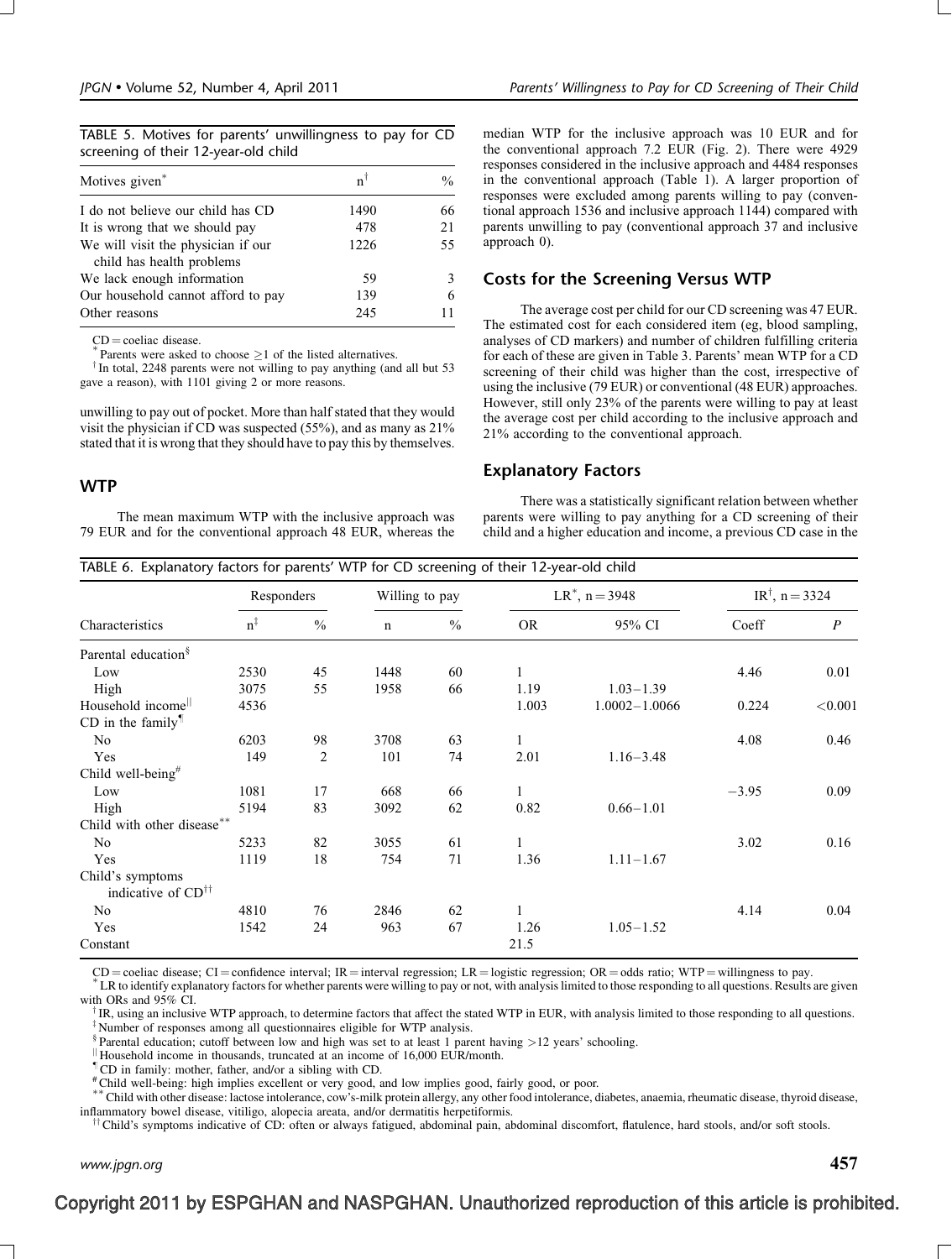TABLE 5. Motives for parents' unwillingness to pay for CD screening of their 12-year-old child

| Motives given* | n† | % |
|---|---|---|
| I do not believe our child has CD | 1490 | 66 |
| It is wrong that we should pay | 478 | 21 |
| We will visit the physician if our child has health problems | 1226 | 55 |
| We lack enough information | 59 | 3 |
| Our household cannot afford to pay | 139 | 6 |
| Other reasons | 245 | 11 |

CD = coeliac disease.
* Parents were asked to choose ≥1 of the listed alternatives.
† In total, 2248 parents were not willing to pay anything (and all but 53 gave a reason), with 1101 giving 2 or more reasons.

unwilling to pay out of pocket. More than half stated that they would visit the physician if CD was suspected (55%), and as many as 21% stated that it is wrong that they should have to pay this by themselves.

## WTP

The mean maximum WTP with the inclusive approach was 79 EUR and for the conventional approach 48 EUR, whereas the median WTP for the inclusive approach was 10 EUR and for the conventional approach 7.2 EUR (Fig. 2). There were 4929 responses considered in the inclusive approach and 4484 responses in the conventional approach (Table 1). A larger proportion of responses were excluded among parents willing to pay (conventional approach 1536 and inclusive approach 1144) compared with parents unwilling to pay (conventional approach 37 and inclusive approach 0).

## Costs for the Screening Versus WTP

The average cost per child for our CD screening was 47 EUR. The estimated cost for each considered item (eg, blood sampling, analyses of CD markers) and number of children fulfilling criteria for each of these are given in Table 3. Parents' mean WTP for a CD screening of their child was higher than the cost, irrespective of using the inclusive (79 EUR) or conventional (48 EUR) approaches. However, still only 23% of the parents were willing to pay at least the average cost per child according to the inclusive approach and 21% according to the conventional approach.

## Explanatory Factors

There was a statistically significant relation between whether parents were willing to pay anything for a CD screening of their child and a higher education and income, a previous CD case in the

TABLE 6. Explanatory factors for parents' WTP for CD screening of their 12-year-old child

| Characteristics | Responders | | Willing to pay | | LR*, n = 3948 | | IR†, n = 3324 | |
|---|---|---|---|---|---|---|---|---|
| | n‡ | % | n | % | OR | 95% CI | Coeff | *P* |
| Parental education§ | | | | | | | | |
| Low | 2530 | 45 | 1448 | 60 | 1 | | 4.46 | 0.01 |
| High | 3075 | 55 | 1958 | 66 | 1.19 | 1.03–1.39 | | |
| Household income‖ | 4536 | | | | 1.003 | 1.0002–1.0066 | 0.224 | <0.001 |
| CD in the family¶ | | | | | | | | |
| No | 6203 | 98 | 3708 | 63 | 1 | | 4.08 | 0.46 |
| Yes | 149 | 2 | 101 | 74 | 2.01 | 1.16–3.48 | | |
| Child well-being# | | | | | | | | |
| Low | 1081 | 17 | 668 | 66 | 1 | | −3.95 | 0.09 |
| High | 5194 | 83 | 3092 | 62 | 0.82 | 0.66–1.01 | | |
| Child with other disease** | | | | | | | | |
| No | 5233 | 82 | 3055 | 61 | 1 | | 3.02 | 0.16 |
| Yes | 1119 | 18 | 754 | 71 | 1.36 | 1.11–1.67 | | |
| Child's symptoms indicative of CD†† | | | | | | | | |
| No | 4810 | 76 | 2846 | 62 | 1 | | 4.14 | 0.04 |
| Yes | 1542 | 24 | 963 | 67 | 1.26 | 1.05–1.52 | | |
| Constant | | | | | 21.5 | | | |

CD = coeliac disease; CI = confidence interval; IR = interval regression; LR = logistic regression; OR = odds ratio; WTP = willingness to pay.
* LR to identify explanatory factors for whether parents were willing to pay or not, with analysis limited to those responding to all questions. Results are given with ORs and 95% CI.
† IR, using an inclusive WTP approach, to determine factors that affect the stated WTP in EUR, with analysis limited to those responding to all questions.
‡ Number of responses among all questionnaires eligible for WTP analysis.
§ Parental education; cutoff between low and high was set to at least 1 parent having >12 years' schooling.
‖ Household income in thousands, truncated at an income of 16,000 EUR/month.
¶ CD in family: mother, father, and/or a sibling with CD.
# Child well-being: high implies excellent or very good, and low implies good, fairly good, or poor.
** Child with other disease: lactose intolerance, cow's-milk protein allergy, any other food intolerance, diabetes, anaemia, rheumatic disease, thyroid disease, inflammatory bowel disease, vitiligo, alopecia areata, and/or dermatitis herpetiformis.
†† Child's symptoms indicative of CD: often or always fatigued, abdominal pain, abdominal discomfort, flatulence, hard stools, and/or soft stools.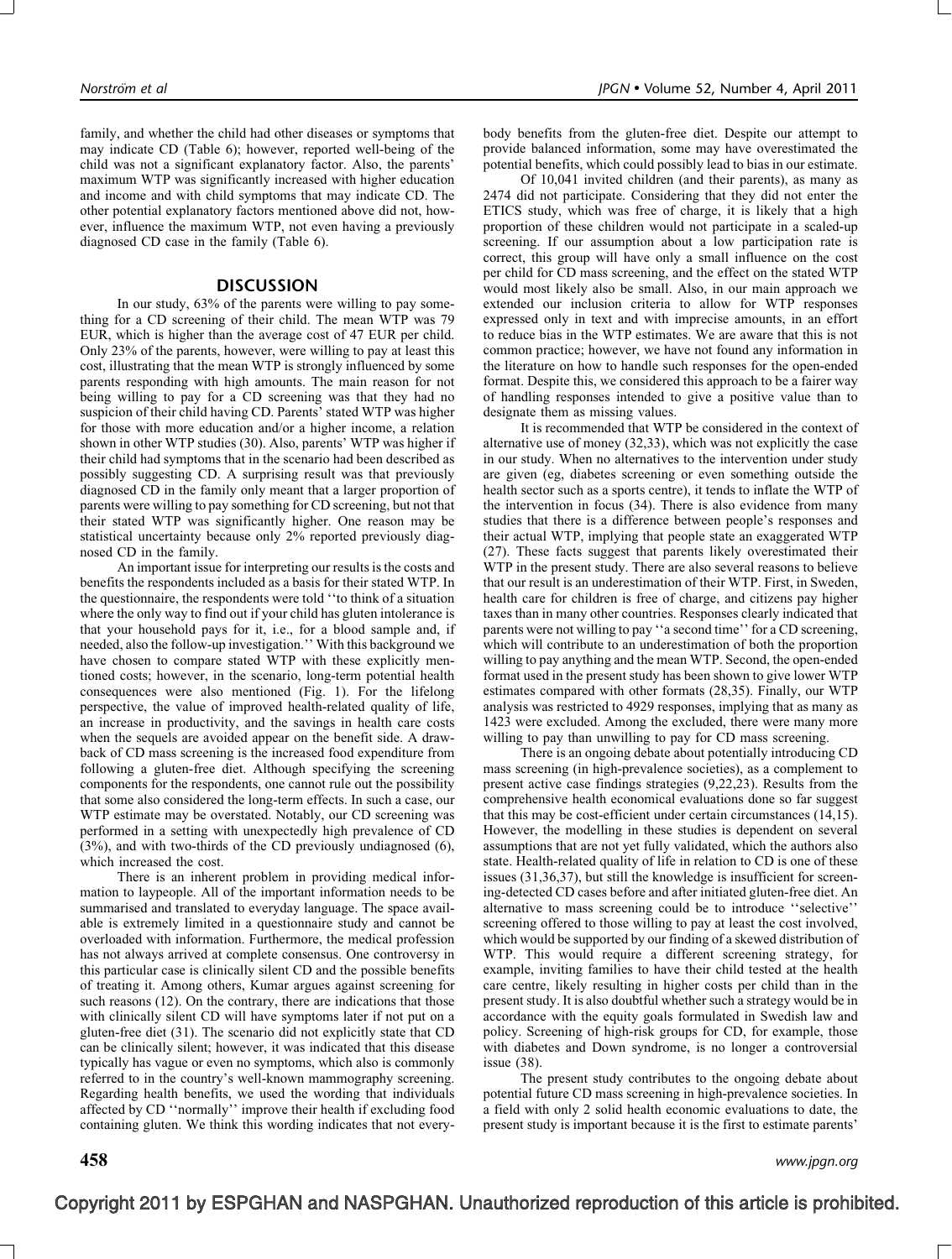family, and whether the child had other diseases or symptoms that may indicate CD (Table 6); however, reported well-being of the child was not a significant explanatory factor. Also, the parents' maximum WTP was significantly increased with higher education and income and with child symptoms that may indicate CD. The other potential explanatory factors mentioned above did not, however, influence the maximum WTP, not even having a previously diagnosed CD case in the family (Table 6).

## DISCUSSION

In our study, 63% of the parents were willing to pay something for a CD screening of their child. The mean WTP was 79 EUR, which is higher than the average cost of 47 EUR per child. Only 23% of the parents, however, were willing to pay at least this cost, illustrating that the mean WTP is strongly influenced by some parents responding with high amounts. The main reason for not being willing to pay for a CD screening was that they had no suspicion of their child having CD. Parents' stated WTP was higher for those with more education and/or a higher income, a relation shown in other WTP studies (30). Also, parents' WTP was higher if their child had symptoms that in the scenario had been described as possibly suggesting CD. A surprising result was that previously diagnosed CD in the family only meant that a larger proportion of parents were willing to pay something for CD screening, but not that their stated WTP was significantly higher. One reason may be statistical uncertainty because only 2% reported previously diagnosed CD in the family.

An important issue for interpreting our results is the costs and benefits the respondents included as a basis for their stated WTP. In the questionnaire, the respondents were told ''to think of a situation where the only way to find out if your child has gluten intolerance is that your household pays for it, i.e., for a blood sample and, if needed, also the follow-up investigation.'' With this background we have chosen to compare stated WTP with these explicitly mentioned costs; however, in the scenario, long-term potential health consequences were also mentioned (Fig. 1). For the lifelong perspective, the value of improved health-related quality of life, an increase in productivity, and the savings in health care costs when the sequels are avoided appear on the benefit side. A drawback of CD mass screening is the increased food expenditure from following a gluten-free diet. Although specifying the screening components for the respondents, one cannot rule out the possibility that some also considered the long-term effects. In such a case, our WTP estimate may be overstated. Notably, our CD screening was performed in a setting with unexpectedly high prevalence of CD (3%), and with two-thirds of the CD previously undiagnosed (6), which increased the cost.

There is an inherent problem in providing medical information to laypeople. All of the important information needs to be summarised and translated to everyday language. The space available is extremely limited in a questionnaire study and cannot be overloaded with information. Furthermore, the medical profession has not always arrived at complete consensus. One controversy in this particular case is clinically silent CD and the possible benefits of treating it. Among others, Kumar argues against screening for such reasons (12). On the contrary, there are indications that those with clinically silent CD will have symptoms later if not put on a gluten-free diet (31). The scenario did not explicitly state that CD can be clinically silent; however, it was indicated that this disease typically has vague or even no symptoms, which also is commonly referred to in the country's well-known mammography screening. Regarding health benefits, we used the wording that individuals affected by CD ''normally'' improve their health if excluding food containing gluten. We think this wording indicates that not everybody benefits from the gluten-free diet. Despite our attempt to provide balanced information, some may have overestimated the potential benefits, which could possibly lead to bias in our estimate.

Of 10,041 invited children (and their parents), as many as 2474 did not participate. Considering that they did not enter the ETICS study, which was free of charge, it is likely that a high proportion of these children would not participate in a scaled-up screening. If our assumption about a low participation rate is correct, this group will have only a small influence on the cost per child for CD mass screening, and the effect on the stated WTP would most likely also be small. Also, in our main approach we extended our inclusion criteria to allow for WTP responses expressed only in text and with imprecise amounts, in an effort to reduce bias in the WTP estimates. We are aware that this is not common practice; however, we have not found any information in the literature on how to handle such responses for the open-ended format. Despite this, we considered this approach to be a fairer way of handling responses intended to give a positive value than to designate them as missing values.

It is recommended that WTP be considered in the context of alternative use of money (32,33), which was not explicitly the case in our study. When no alternatives to the intervention under study are given (eg, diabetes screening or even something outside the health sector such as a sports centre), it tends to inflate the WTP of the intervention in focus (34). There is also evidence from many studies that there is a difference between people's responses and their actual WTP, implying that people state an exaggerated WTP (27). These facts suggest that parents likely overestimated their WTP in the present study. There are also several reasons to believe that our result is an underestimation of their WTP. First, in Sweden, health care for children is free of charge, and citizens pay higher taxes than in many other countries. Responses clearly indicated that parents were not willing to pay ''a second time'' for a CD screening, which will contribute to an underestimation of both the proportion willing to pay anything and the mean WTP. Second, the open-ended format used in the present study has been shown to give lower WTP estimates compared with other formats (28,35). Finally, our WTP analysis was restricted to 4929 responses, implying that as many as 1423 were excluded. Among the excluded, there were many more willing to pay than unwilling to pay for CD mass screening.

There is an ongoing debate about potentially introducing CD mass screening (in high-prevalence societies), as a complement to present active case findings strategies (9,22,23). Results from the comprehensive health economical evaluations done so far suggest that this may be cost-efficient under certain circumstances (14,15). However, the modelling in these studies is dependent on several assumptions that are not yet fully validated, which the authors also state. Health-related quality of life in relation to CD is one of these issues (31,36,37), but still the knowledge is insufficient for screening-detected CD cases before and after initiated gluten-free diet. An alternative to mass screening could be to introduce ''selective'' screening offered to those willing to pay at least the cost involved, which would be supported by our finding of a skewed distribution of WTP. This would require a different screening strategy, for example, inviting families to have their child tested at the health care centre, likely resulting in higher costs per child than in the present study. It is also doubtful whether such a strategy would be in accordance with the equity goals formulated in Swedish law and policy. Screening of high-risk groups for CD, for example, those with diabetes and Down syndrome, is no longer a controversial issue (38).

The present study contributes to the ongoing debate about potential future CD mass screening in high-prevalence societies. In a field with only 2 solid health economic evaluations to date, the present study is important because it is the first to estimate parents'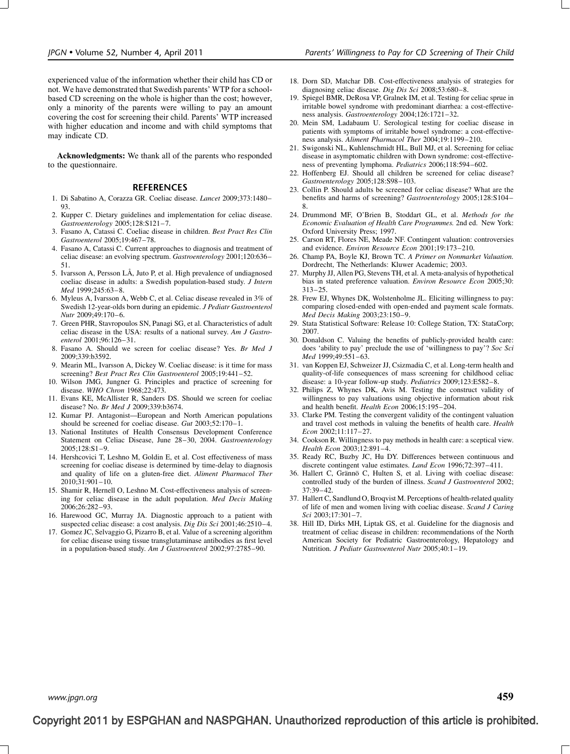experienced value of the information whether their child has CD or not. We have demonstrated that Swedish parents' WTP for a school-based CD screening on the whole is higher than the cost; however, only a minority of the parents were willing to pay an amount covering the cost for screening their child. Parents' WTP increased with higher education and income and with child symptoms that may indicate CD.

**Acknowledgments:** We thank all of the parents who responded to the questionnaire.

## REFERENCES

1. Di Sabatino A, Corazza GR. Coeliac disease. *Lancet* 2009;373:1480–93.
2. Kupper C. Dietary guidelines and implementation for celiac disease. *Gastroenterology* 2005;128:S121–7.
3. Fasano A, Catassi C. Coeliac disease in children. *Best Pract Res Clin Gastroenterol* 2005;19:467–78.
4. Fasano A, Catassi C. Current approaches to diagnosis and treatment of celiac disease: an evolving spectrum. *Gastroenterology* 2001;120:636–51.
5. Ivarsson A, Persson LÅ, Juto P, et al. High prevalence of undiagnosed coeliac disease in adults: a Swedish population-based study. *J Intern Med* 1999;245:63–8.
6. Myleus A, Ivarsson A, Webb C, et al. Celiac disease revealed in 3% of Swedish 12-year-olds born during an epidemic. *J Pediatr Gastroenterol Nutr* 2009;49:170–6.
7. Green PHR, Stavropoulos SN, Panagi SG, et al. Characteristics of adult celiac disease in the USA: results of a national survey. *Am J Gastroenterol* 2001;96:126–31.
8. Fasano A. Should we screen for coeliac disease? Yes. *Br Med J* 2009;339:b3592.
9. Mearin ML, Ivarsson A, Dickey W. Coeliac disease: is it time for mass screening? *Best Pract Res Clin Gastroenterol* 2005;19:441–52.
10. Wilson JMG, Jungner G. Principles and practice of screening for disease. *WHO Chron* 1968;22:473.
11. Evans KE, McAllister R, Sanders DS. Should we screen for coeliac disease? No. *Br Med J* 2009;339:b3674.
12. Kumar PJ. Antagonist—European and North American populations should be screened for coeliac disease. *Gut* 2003;52:170–1.
13. National Institutes of Health Consensus Development Conference Statement on Celiac Disease, June 28–30, 2004. *Gastroenterology* 2005;128:S1–9.
14. Hershcovici T, Leshno M, Goldin E, et al. Cost effectiveness of mass screening for coeliac disease is determined by time-delay to diagnosis and quality of life on a gluten-free diet. *Aliment Pharmacol Ther* 2010;31:901–10.
15. Shamir R, Hernell O, Leshno M. Cost-effectiveness analysis of screening for celiac disease in the adult population. *Med Decis Making* 2006;26:282–93.
16. Harewood GC, Murray JA. Diagnostic approach to a patient with suspected celiac disease: a cost analysis. *Dig Dis Sci* 2001;46:2510–4.
17. Gomez JC, Selvaggio G, Pizarro B, et al. Value of a screening algorithm for celiac disease using tissue transglutaminase antibodies as first level in a population-based study. *Am J Gastroenterol* 2002;97:2785–90.
18. Dorn SD, Matchar DB. Cost-effectiveness analysis of strategies for diagnosing celiac disease. *Dig Dis Sci* 2008;53:680–8.
19. Spiegel BMR, DeRosa VP, Gralnek IM, et al. Testing for celiac sprue in irritable bowel syndrome with predominant diarrhea: a cost-effectiveness analysis. *Gastroenterology* 2004;126:1721–32.
20. Mein SM, Ladabaum U. Serological testing for coeliac disease in patients with symptoms of irritable bowel syndrome: a cost-effectiveness analysis. *Aliment Pharmacol Ther* 2004;19:1199–210.
21. Swigonski NL, Kuhlenschmidt HL, Bull MJ, et al. Screening for celiac disease in asymptomatic children with Down syndrome: cost-effectiveness of preventing lymphoma. *Pediatrics* 2006;118:594–602.
22. Hoffenberg EJ. Should all children be screened for celiac disease? *Gastroenterology* 2005;128:S98–103.
23. Collin P. Should adults be screened for celiac disease? What are the benefits and harms of screening? *Gastroenterology* 2005;128:S104–8.
24. Drummond MF, O'Brien B, Stoddart GL, et al. *Methods for the Economic Evaluation of Health Care Programmes.* 2nd ed. New York: Oxford University Press; 1997.
25. Carson RT, Flores NE, Meade NF. Contingent valuation: controversies and evidence. *Environ Resource Econ* 2001;19:173–210.
26. Champ PA, Boyle KJ, Brown TC. *A Primer on Nonmarket Valuation.* Dordrecht, The Netherlands: Kluwer Academic; 2003.
27. Murphy JJ, Allen PG, Stevens TH, et al. A meta-analysis of hypothetical bias in stated preference valuation. *Environ Resource Econ* 2005;30:313–25.
28. Frew EJ, Whynes DK, Wolstenholme JL. Eliciting willingness to pay: comparing closed-ended with open-ended and payment scale formats. *Med Decis Making* 2003;23:150–9.
29. Stata Statistical Software: Release 10: College Station, TX: StataCorp; 2007.
30. Donaldson C. Valuing the benefits of publicly-provided health care: does 'ability to pay' preclude the use of 'willingness to pay'? *Soc Sci Med* 1999;49:551–63.
31. van Koppen EJ, Schweizer JJ, Csizmadia C, et al. Long-term health and quality-of-life consequences of mass screening for childhood celiac disease: a 10-year follow-up study. *Pediatrics* 2009;123:E582–8.
32. Philips Z, Whynes DK, Avis M. Testing the construct validity of willingness to pay valuations using objective information about risk and health benefit. *Health Econ* 2006;15:195–204.
33. Clarke PM. Testing the convergent validity of the contingent valuation and travel cost methods in valuing the benefits of health care. *Health Econ* 2002;11:117–27.
34. Cookson R. Willingness to pay methods in health care: a sceptical view. *Health Econ* 2003;12:891–4.
35. Ready RC, Buzby JC, Hu DY. Differences between continuous and discrete contingent value estimates. *Land Econ* 1996;72:397–411.
36. Hallert C, Grännö C, Hulten S, et al. Living with coeliac disease: controlled study of the burden of illness. *Scand J Gastroenterol* 2002;37:39–42.
37. Hallert C, Sandlund O, Broqvist M. Perceptions of health-related quality of life of men and women living with coeliac disease. *Scand J Caring Sci* 2003;17:301–7.
38. Hill ID, Dirks MH, Liptak GS, et al. Guideline for the diagnosis and treatment of celiac disease in children: recommendations of the North American Society for Pediatric Gastroenterology, Hepatology and Nutrition. *J Pediatr Gastroenterol Nutr* 2005;40:1–19.